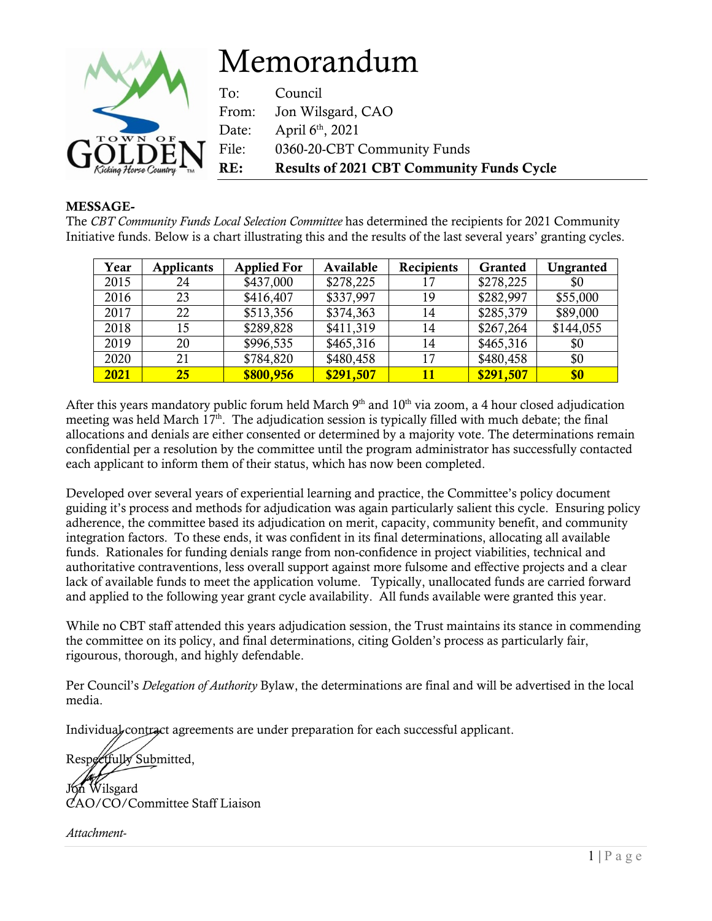# Memorandum

To: Council
From: Jon Wilsgard, CAO
Date: April 6th, 2021
File: 0360-20-CBT Community Funds
**RE: Results of 2021 CBT Community Funds Cycle**

**MESSAGE-**
The *CBT Community Funds Local Selection Committee* has determined the recipients for 2021 Community Initiative funds. Below is a chart illustrating this and the results of the last several years' granting cycles.

| Year | Applicants | Applied For | Available | Recipients | Granted | Ungranted |
|---|---|---|---|---|---|---|
| 2015 | 24 | $437,000 | $278,225 | 17 | $278,225 | $0 |
| 2016 | 23 | $416,407 | $337,997 | 19 | $282,997 | $55,000 |
| 2017 | 22 | $513,356 | $374,363 | 14 | $285,379 | $89,000 |
| 2018 | 15 | $289,828 | $411,319 | 14 | $267,264 | $144,055 |
| 2019 | 20 | $996,535 | $465,316 | 14 | $465,316 | $0 |
| 2020 | 21 | $784,820 | $480,458 | 17 | $480,458 | $0 |
| **2021** | **25** | **$800,956** | **$291,507** | **11** | **$291,507** | **$0** |

After this years mandatory public forum held March 9th and 10th via zoom, a 4 hour closed adjudication meeting was held March 17th. The adjudication session is typically filled with much debate; the final allocations and denials are either consented or determined by a majority vote. The determinations remain confidential per a resolution by the committee until the program administrator has successfully contacted each applicant to inform them of their status, which has now been completed.

Developed over several years of experiential learning and practice, the Committee's policy document guiding it's process and methods for adjudication was again particularly salient this cycle. Ensuring policy adherence, the committee based its adjudication on merit, capacity, community benefit, and community integration factors. To these ends, it was confident in its final determinations, allocating all available funds. Rationales for funding denials range from non-confidence in project viabilities, technical and authoritative contraventions, less overall support against more fulsome and effective projects and a clear lack of available funds to meet the application volume. Typically, unallocated funds are carried forward and applied to the following year grant cycle availability. All funds available were granted this year.

While no CBT staff attended this years adjudication session, the Trust maintains its stance in commending the committee on its policy, and final determinations, citing Golden's process as particularly fair, rigourous, thorough, and highly defendable.

Per Council's *Delegation of Authority* Bylaw, the determinations are final and will be advertised in the local media.

Individual contract agreements are under preparation for each successful applicant.

Respectfully Submitted,

Jon Wilsgard
CAO/CO/Committee Staff Liaison

*Attachment-*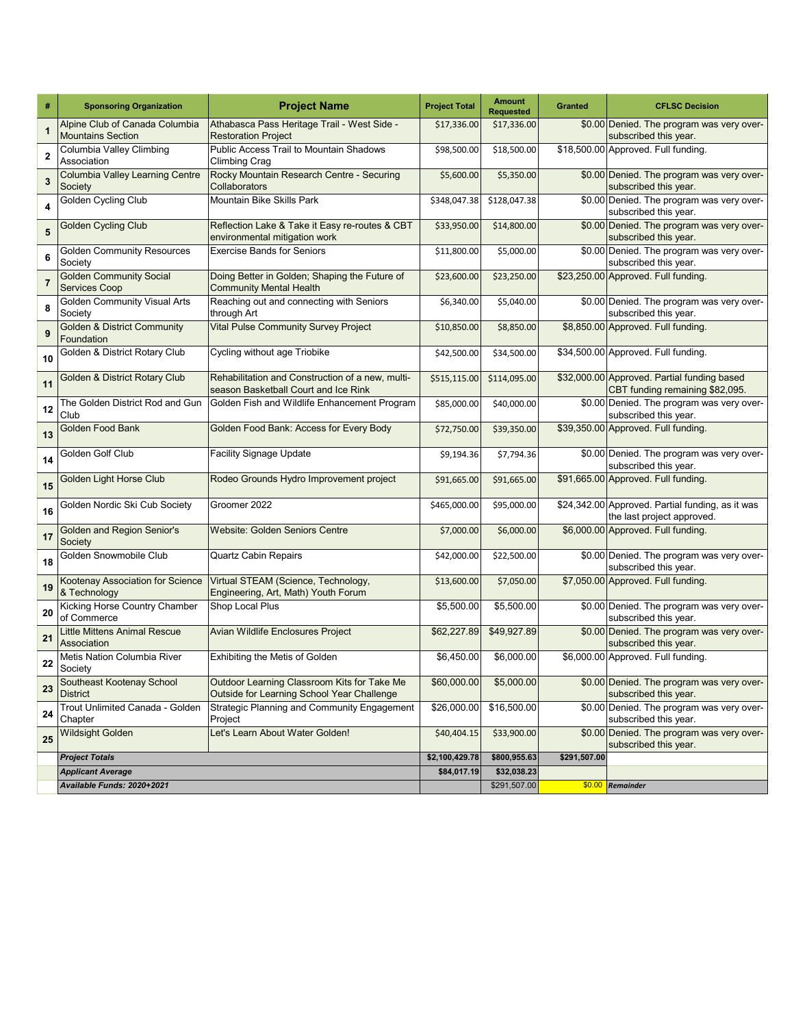| # | Sponsoring Organization | Project Name | Project Total | Amount Requested | Granted | CFLSC Decision |
|---|---|---|---|---|---|---|
| 1 | Alpine Club of Canada Columbia Mountains Section | Athabasca Pass Heritage Trail - West Side - Restoration Project | $17,336.00 | $17,336.00 | $0.00 | Denied. The program was very over-subscribed this year. |
| 2 | Columbia Valley Climbing Association | Public Access Trail to Mountain Shadows Climbing Crag | $98,500.00 | $18,500.00 | $18,500.00 | Approved. Full funding. |
| 3 | Columbia Valley Learning Centre Society | Rocky Mountain Research Centre - Securing Collaborators | $5,600.00 | $5,350.00 | $0.00 | Denied. The program was very over-subscribed this year. |
| 4 | Golden Cycling Club | Mountain Bike Skills Park | $348,047.38 | $128,047.38 | $0.00 | Denied. The program was very over-subscribed this year. |
| 5 | Golden Cycling Club | Reflection Lake & Take it Easy re-routes & CBT environmental mitigation work | $33,950.00 | $14,800.00 | $0.00 | Denied. The program was very over-subscribed this year. |
| 6 | Golden Community Resources Society | Exercise Bands for Seniors | $11,800.00 | $5,000.00 | $0.00 | Denied. The program was very over-subscribed this year. |
| 7 | Golden Community Social Services Coop | Doing Better in Golden; Shaping the Future of Community Mental Health | $23,600.00 | $23,250.00 | $23,250.00 | Approved. Full funding. |
| 8 | Golden Community Visual Arts Society | Reaching out and connecting with Seniors through Art | $6,340.00 | $5,040.00 | $0.00 | Denied. The program was very over-subscribed this year. |
| 9 | Golden & District Community Foundation | Vital Pulse Community Survey Project | $10,850.00 | $8,850.00 | $8,850.00 | Approved. Full funding. |
| 10 | Golden & District Rotary Club | Cycling without age Triobike | $42,500.00 | $34,500.00 | $34,500.00 | Approved. Full funding. |
| 11 | Golden & District Rotary Club | Rehabilitation and Construction of a new, multi-season Basketball Court and Ice Rink | $515,115.00 | $114,095.00 | $32,000.00 | Approved. Partial funding based CBT funding remaining $82,095. |
| 12 | The Golden District Rod and Gun Club | Golden Fish and Wildlife Enhancement Program | $85,000.00 | $40,000.00 | $0.00 | Denied. The program was very over-subscribed this year. |
| 13 | Golden Food Bank | Golden Food Bank: Access for Every Body | $72,750.00 | $39,350.00 | $39,350.00 | Approved. Full funding. |
| 14 | Golden Golf Club | Facility Signage Update | $9,194.36 | $7,794.36 | $0.00 | Denied. The program was very over-subscribed this year. |
| 15 | Golden Light Horse Club | Rodeo Grounds Hydro Improvement project | $91,665.00 | $91,665.00 | $91,665.00 | Approved. Full funding. |
| 16 | Golden Nordic Ski Cub Society | Groomer 2022 | $465,000.00 | $95,000.00 | $24,342.00 | Approved. Partial funding, as it was the last project approved. |
| 17 | Golden and Region Senior's Society | Website: Golden Seniors Centre | $7,000.00 | $6,000.00 | $6,000.00 | Approved. Full funding. |
| 18 | Golden Snowmobile Club | Quartz Cabin Repairs | $42,000.00 | $22,500.00 | $0.00 | Denied. The program was very over-subscribed this year. |
| 19 | Kootenay Association for Science & Technology | Virtual STEAM (Science, Technology, Engineering, Art, Math) Youth Forum | $13,600.00 | $7,050.00 | $7,050.00 | Approved. Full funding. |
| 20 | Kicking Horse Country Chamber of Commerce | Shop Local Plus | $5,500.00 | $5,500.00 | $0.00 | Denied. The program was very over-subscribed this year. |
| 21 | Little Mittens Animal Rescue Association | Avian Wildlife Enclosures Project | $62,227.89 | $49,927.89 | $0.00 | Denied. The program was very over-subscribed this year. |
| 22 | Metis Nation Columbia River Society | Exhibiting the Metis of Golden | $6,450.00 | $6,000.00 | $6,000.00 | Approved. Full funding. |
| 23 | Southeast Kootenay School District | Outdoor Learning Classroom Kits for Take Me Outside for Learning School Year Challenge | $60,000.00 | $5,000.00 | $0.00 | Denied. The program was very over-subscribed this year. |
| 24 | Trout Unlimited Canada - Golden Chapter | Strategic Planning and Community Engagement Project | $26,000.00 | $16,500.00 | $0.00 | Denied. The program was very over-subscribed this year. |
| 25 | Wildsight Golden | Let's Learn About Water Golden! | $40,404.15 | $33,900.00 | $0.00 | Denied. The program was very over-subscribed this year. |
| | *Project Totals* | | $2,100,429.78 | $800,955.63 | $291,507.00 | |
| | *Applicant Average* | | $84,017.19 | $32,038.23 | | |
| | *Available Funds: 2020+2021* | | | $291,507.00 | $0.00 | *Remainder* |